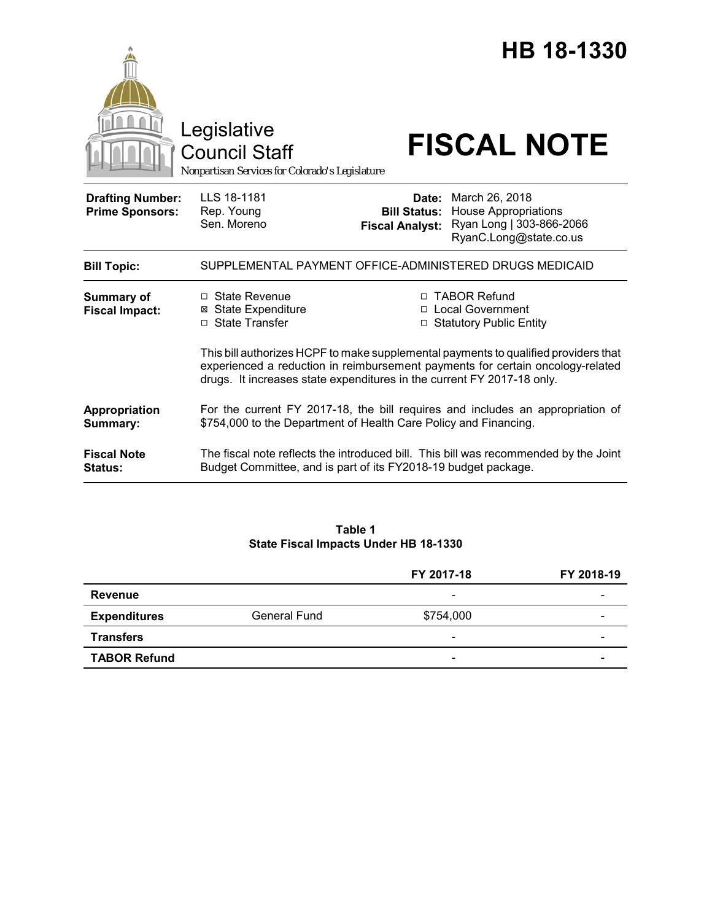# HB 18-1330

Legislative Council Staff

*Nonpartisan Services for Colorado's Legislature*

# FISCAL NOTE

| | | | |
|---|---|---|---|
| **Drafting Number:** | LLS 18-1181 | **Date:** | March 26, 2018 |
| **Prime Sponsors:** | Rep. Young | **Bill Status:** | House Appropriations |
| | Sen. Moreno | **Fiscal Analyst:** | Ryan Long \| 303-866-2066 |
| | | | RyanC.Long@state.co.us |

**Bill Topic:** SUPPLEMENTAL PAYMENT OFFICE-ADMINISTERED DRUGS MEDICAID

**Summary of Fiscal Impact:**

- ☐ State Revenue
- ☒ State Expenditure
- ☐ State Transfer
- ☐ TABOR Refund
- ☐ Local Government
- ☐ Statutory Public Entity

This bill authorizes HCPF to make supplemental payments to qualified providers that experienced a reduction in reimbursement payments for certain oncology-related drugs. It increases state expenditures in the current FY 2017-18 only.

**Appropriation Summary:** For the current FY 2017-18, the bill requires and includes an appropriation of $754,000 to the Department of Health Care Policy and Financing.

**Fiscal Note Status:** The fiscal note reflects the introduced bill. This bill was recommended by the Joint Budget Committee, and is part of its FY2018-19 budget package.

**Table 1**
**State Fiscal Impacts Under HB 18-1330**

| | | FY 2017-18 | FY 2018-19 |
|---|---|---|---|
| **Revenue** | | - | - |
| **Expenditures** | General Fund | $754,000 | - |
| **Transfers** | | - | - |
| **TABOR Refund** | | - | - |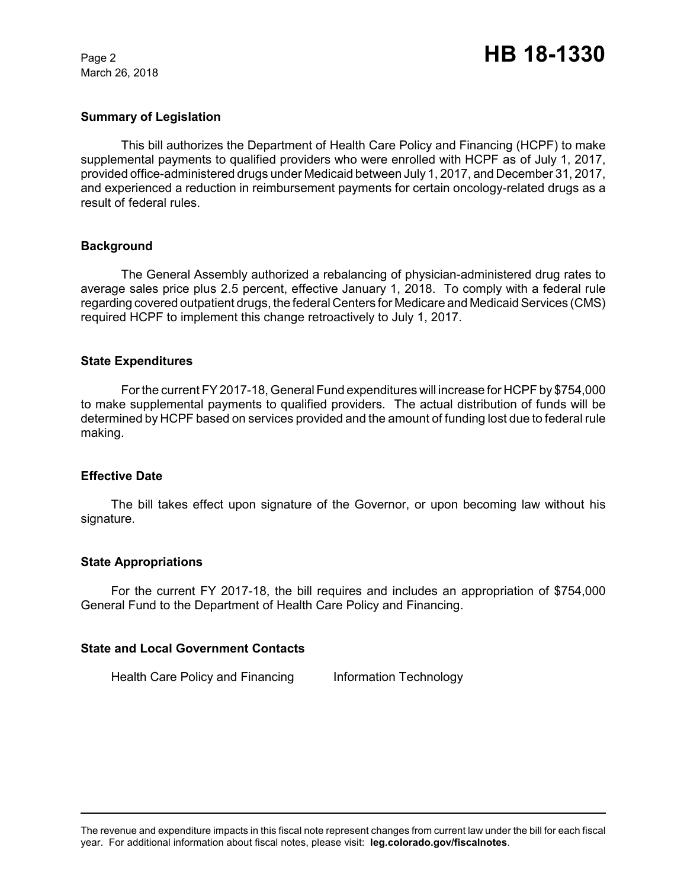## Summary of Legislation

This bill authorizes the Department of Health Care Policy and Financing (HCPF) to make supplemental payments to qualified providers who were enrolled with HCPF as of July 1, 2017, provided office-administered drugs under Medicaid between July 1, 2017, and December 31, 2017, and experienced a reduction in reimbursement payments for certain oncology-related drugs as a result of federal rules.

## Background

The General Assembly authorized a rebalancing of physician-administered drug rates to average sales price plus 2.5 percent, effective January 1, 2018. To comply with a federal rule regarding covered outpatient drugs, the federal Centers for Medicare and Medicaid Services (CMS) required HCPF to implement this change retroactively to July 1, 2017.

## State Expenditures

For the current FY 2017-18, General Fund expenditures will increase for HCPF by $754,000 to make supplemental payments to qualified providers. The actual distribution of funds will be determined by HCPF based on services provided and the amount of funding lost due to federal rule making.

## Effective Date

The bill takes effect upon signature of the Governor, or upon becoming law without his signature.

## State Appropriations

For the current FY 2017-18, the bill requires and includes an appropriation of $754,000 General Fund to the Department of Health Care Policy and Financing.

## State and Local Government Contacts

Health Care Policy and Financing    Information Technology

The revenue and expenditure impacts in this fiscal note represent changes from current law under the bill for each fiscal year. For additional information about fiscal notes, please visit: **leg.colorado.gov/fiscalnotes**.